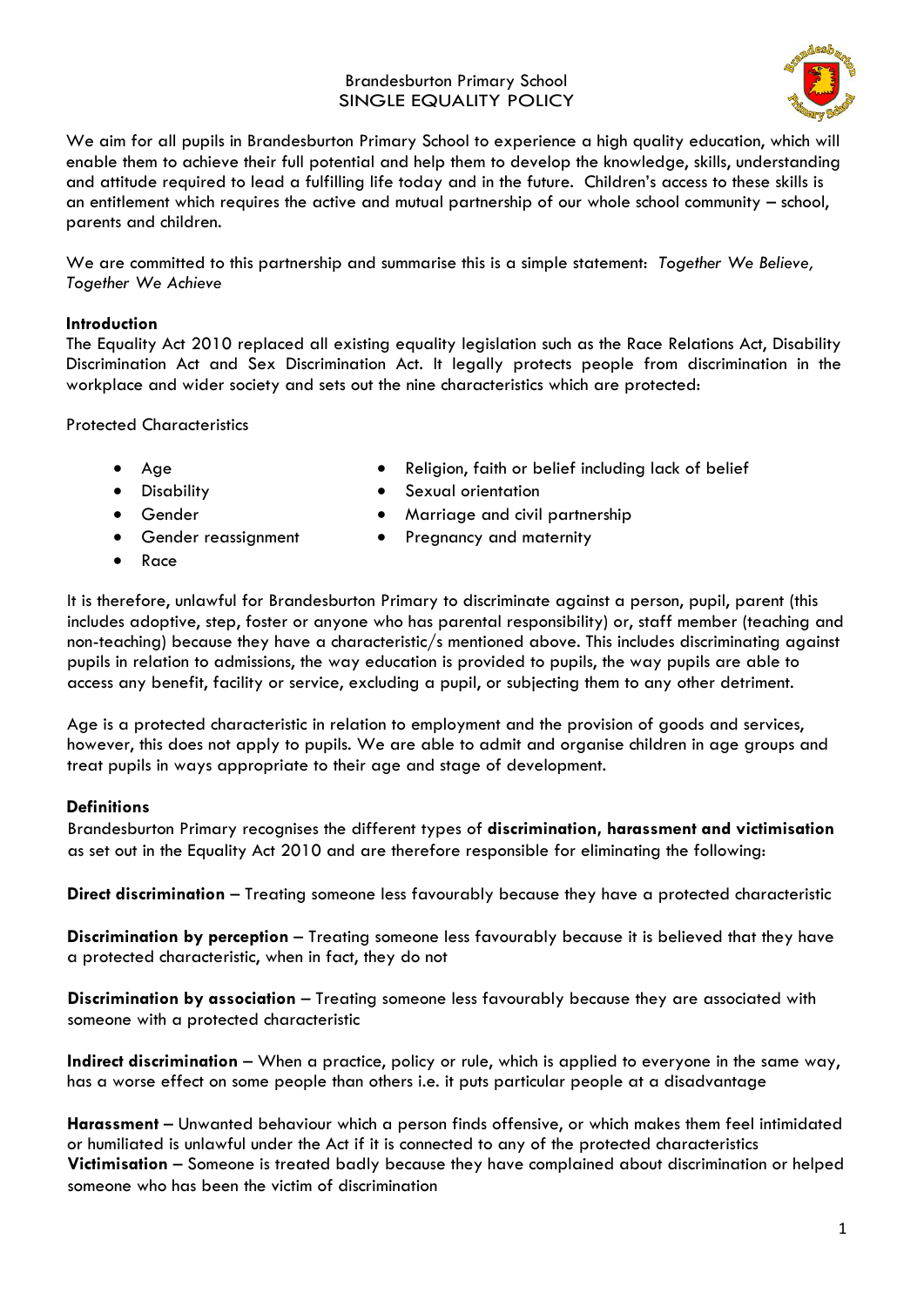# Brandesburton Primary School
## SINGLE EQUALITY POLICY

We aim for all pupils in Brandesburton Primary School to experience a high quality education, which will enable them to achieve their full potential and help them to develop the knowledge, skills, understanding and attitude required to lead a fulfilling life today and in the future. Children's access to these skills is an entitlement which requires the active and mutual partnership of our whole school community – school, parents and children.

We are committed to this partnership and summarise this is a simple statement: *Together We Believe, Together We Achieve*

**Introduction**

The Equality Act 2010 replaced all existing equality legislation such as the Race Relations Act, Disability Discrimination Act and Sex Discrimination Act. It legally protects people from discrimination in the workplace and wider society and sets out the nine characteristics which are protected:

Protected Characteristics

- Age
- Disability
- Gender
- Gender reassignment
- Race
- Religion, faith or belief including lack of belief
- Sexual orientation
- Marriage and civil partnership
- Pregnancy and maternity

It is therefore, unlawful for Brandesburton Primary to discriminate against a person, pupil, parent (this includes adoptive, step, foster or anyone who has parental responsibility) or, staff member (teaching and non-teaching) because they have a characteristic/s mentioned above. This includes discriminating against pupils in relation to admissions, the way education is provided to pupils, the way pupils are able to access any benefit, facility or service, excluding a pupil, or subjecting them to any other detriment.

Age is a protected characteristic in relation to employment and the provision of goods and services, however, this does not apply to pupils. We are able to admit and organise children in age groups and treat pupils in ways appropriate to their age and stage of development.

**Definitions**

Brandesburton Primary recognises the different types of **discrimination, harassment and victimisation** as set out in the Equality Act 2010 and are therefore responsible for eliminating the following:

**Direct discrimination** – Treating someone less favourably because they have a protected characteristic

**Discrimination by perception** – Treating someone less favourably because it is believed that they have a protected characteristic, when in fact, they do not

**Discrimination by association** – Treating someone less favourably because they are associated with someone with a protected characteristic

**Indirect discrimination** – When a practice, policy or rule, which is applied to everyone in the same way, has a worse effect on some people than others i.e. it puts particular people at a disadvantage

**Harassment** – Unwanted behaviour which a person finds offensive, or which makes them feel intimidated or humiliated is unlawful under the Act if it is connected to any of the protected characteristics

**Victimisation** – Someone is treated badly because they have complained about discrimination or helped someone who has been the victim of discrimination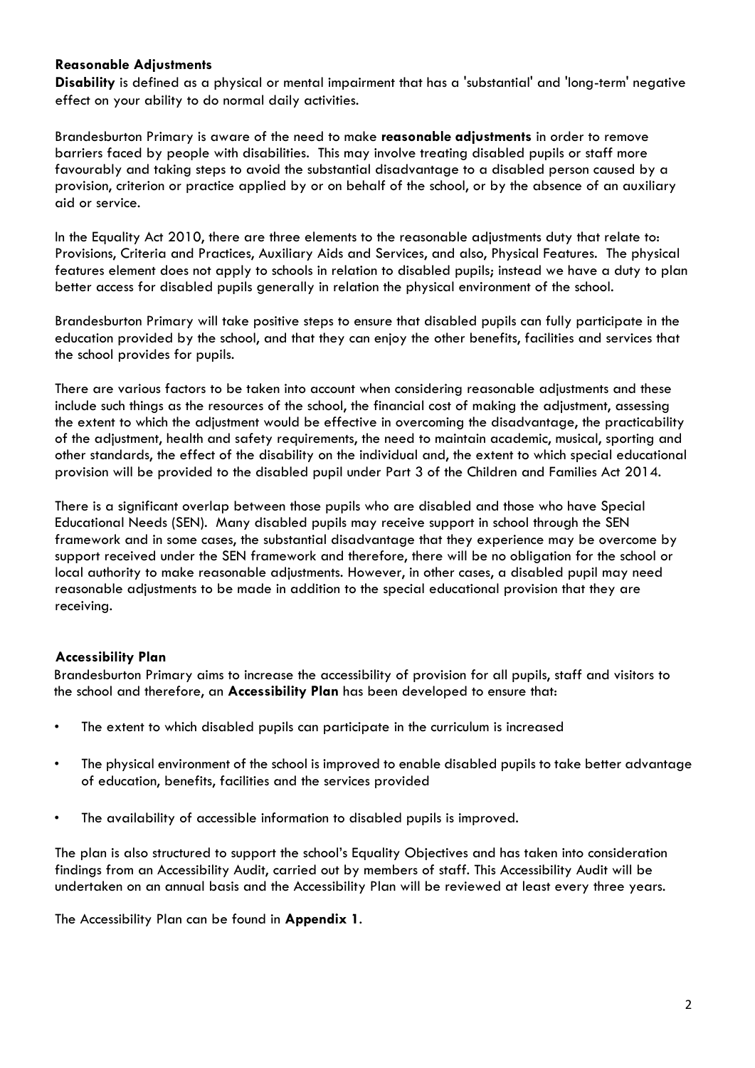## Reasonable Adjustments

**Disability** is defined as a physical or mental impairment that has a 'substantial' and 'long-term' negative effect on your ability to do normal daily activities.

Brandesburton Primary is aware of the need to make **reasonable adjustments** in order to remove barriers faced by people with disabilities. This may involve treating disabled pupils or staff more favourably and taking steps to avoid the substantial disadvantage to a disabled person caused by a provision, criterion or practice applied by or on behalf of the school, or by the absence of an auxiliary aid or service.

In the Equality Act 2010, there are three elements to the reasonable adjustments duty that relate to: Provisions, Criteria and Practices, Auxiliary Aids and Services, and also, Physical Features. The physical features element does not apply to schools in relation to disabled pupils; instead we have a duty to plan better access for disabled pupils generally in relation the physical environment of the school.

Brandesburton Primary will take positive steps to ensure that disabled pupils can fully participate in the education provided by the school, and that they can enjoy the other benefits, facilities and services that the school provides for pupils.

There are various factors to be taken into account when considering reasonable adjustments and these include such things as the resources of the school, the financial cost of making the adjustment, assessing the extent to which the adjustment would be effective in overcoming the disadvantage, the practicability of the adjustment, health and safety requirements, the need to maintain academic, musical, sporting and other standards, the effect of the disability on the individual and, the extent to which special educational provision will be provided to the disabled pupil under Part 3 of the Children and Families Act 2014.

There is a significant overlap between those pupils who are disabled and those who have Special Educational Needs (SEN). Many disabled pupils may receive support in school through the SEN framework and in some cases, the substantial disadvantage that they experience may be overcome by support received under the SEN framework and therefore, there will be no obligation for the school or local authority to make reasonable adjustments. However, in other cases, a disabled pupil may need reasonable adjustments to be made in addition to the special educational provision that they are receiving.

## Accessibility Plan

Brandesburton Primary aims to increase the accessibility of provision for all pupils, staff and visitors to the school and therefore, an **Accessibility Plan** has been developed to ensure that:

- The extent to which disabled pupils can participate in the curriculum is increased
- The physical environment of the school is improved to enable disabled pupils to take better advantage of education, benefits, facilities and the services provided
- The availability of accessible information to disabled pupils is improved.

The plan is also structured to support the school's Equality Objectives and has taken into consideration findings from an Accessibility Audit, carried out by members of staff. This Accessibility Audit will be undertaken on an annual basis and the Accessibility Plan will be reviewed at least every three years.

The Accessibility Plan can be found in **Appendix 1**.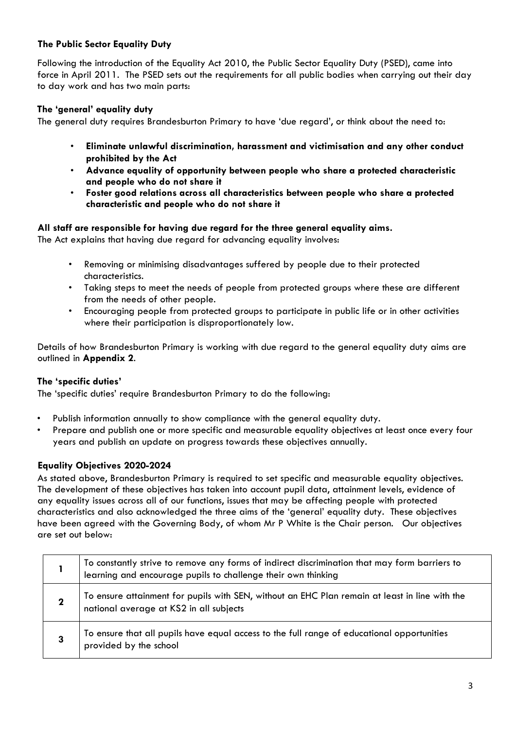## The Public Sector Equality Duty

Following the introduction of the Equality Act 2010, the Public Sector Equality Duty (PSED), came into force in April 2011. The PSED sets out the requirements for all public bodies when carrying out their day to day work and has two main parts:

### The 'general' equality duty

The general duty requires Brandesburton Primary to have 'due regard', or think about the need to:

- **Eliminate unlawful discrimination, harassment and victimisation and any other conduct prohibited by the Act**
- **Advance equality of opportunity between people who share a protected characteristic and people who do not share it**
- **Foster good relations across all characteristics between people who share a protected characteristic and people who do not share it**

**All staff are responsible for having due regard for the three general equality aims.**
The Act explains that having due regard for advancing equality involves:

- Removing or minimising disadvantages suffered by people due to their protected characteristics.
- Taking steps to meet the needs of people from protected groups where these are different from the needs of other people.
- Encouraging people from protected groups to participate in public life or in other activities where their participation is disproportionately low.

Details of how Brandesburton Primary is working with due regard to the general equality duty aims are outlined in **Appendix 2**.

### The 'specific duties'

The 'specific duties' require Brandesburton Primary to do the following:

- Publish information annually to show compliance with the general equality duty.
- Prepare and publish one or more specific and measurable equality objectives at least once every four years and publish an update on progress towards these objectives annually.

### Equality Objectives 2020-2024

As stated above, Brandesburton Primary is required to set specific and measurable equality objectives. The development of these objectives has taken into account pupil data, attainment levels, evidence of any equality issues across all of our functions, issues that may be affecting people with protected characteristics and also acknowledged the three aims of the 'general' equality duty. These objectives have been agreed with the Governing Body, of whom Mr P White is the Chair person. Our objectives are set out below:

| | |
|---|---|
| **1** | To constantly strive to remove any forms of indirect discrimination that may form barriers to learning and encourage pupils to challenge their own thinking |
| **2** | To ensure attainment for pupils with SEN, without an EHC Plan remain at least in line with the national average at KS2 in all subjects |
| **3** | To ensure that all pupils have equal access to the full range of educational opportunities provided by the school |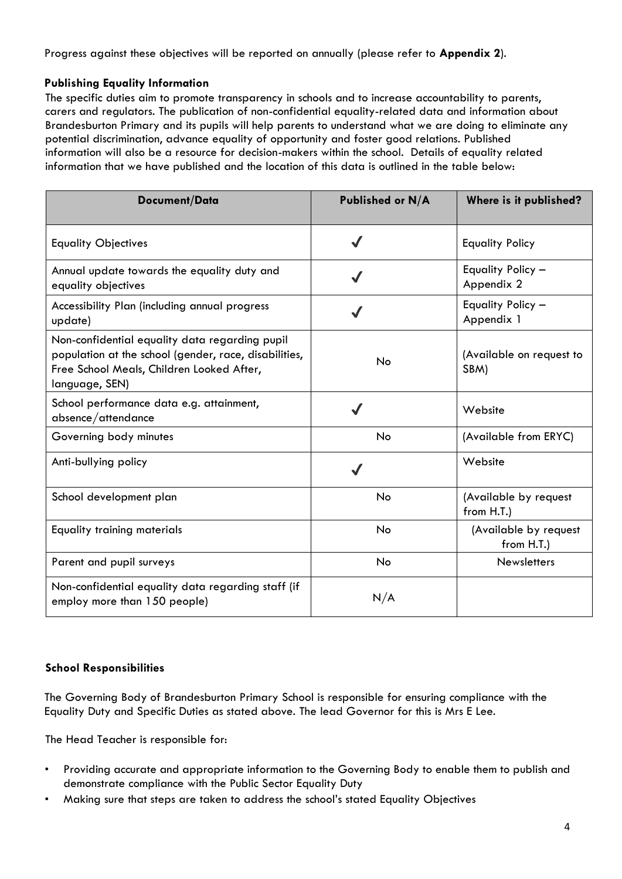Progress against these objectives will be reported on annually (please refer to **Appendix 2**).

### Publishing Equality Information

The specific duties aim to promote transparency in schools and to increase accountability to parents, carers and regulators. The publication of non-confidential equality-related data and information about Brandesburton Primary and its pupils will help parents to understand what we are doing to eliminate any potential discrimination, advance equality of opportunity and foster good relations. Published information will also be a resource for decision-makers within the school. Details of equality related information that we have published and the location of this data is outlined in the table below:

| Document/Data | Published or N/A | Where is it published? |
|---|---|---|
| Equality Objectives | ✓ | Equality Policy |
| Annual update towards the equality duty and equality objectives | ✓ | Equality Policy – Appendix 2 |
| Accessibility Plan (including annual progress update) | ✓ | Equality Policy – Appendix 1 |
| Non-confidential equality data regarding pupil population at the school (gender, race, disabilities, Free School Meals, Children Looked After, language, SEN) | No | (Available on request to SBM) |
| School performance data e.g. attainment, absence/attendance | ✓ | Website |
| Governing body minutes | No | (Available from ERYC) |
| Anti-bullying policy | ✓ | Website |
| School development plan | No | (Available by request from H.T.) |
| Equality training materials | No | (Available by request from H.T.) |
| Parent and pupil surveys | No | Newsletters |
| Non-confidential equality data regarding staff (if employ more than 150 people) | N/A | |

### School Responsibilities

The Governing Body of Brandesburton Primary School is responsible for ensuring compliance with the Equality Duty and Specific Duties as stated above. The lead Governor for this is Mrs E Lee.

The Head Teacher is responsible for:

- Providing accurate and appropriate information to the Governing Body to enable them to publish and demonstrate compliance with the Public Sector Equality Duty
- Making sure that steps are taken to address the school's stated Equality Objectives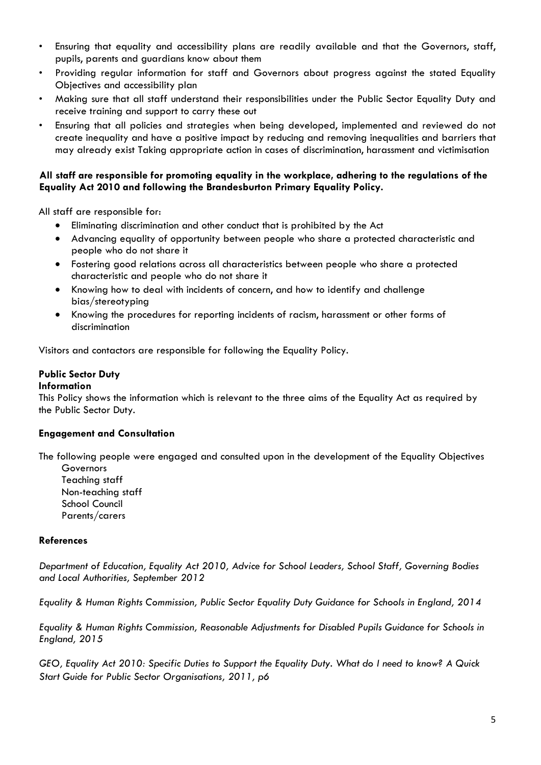- Ensuring that equality and accessibility plans are readily available and that the Governors, staff, pupils, parents and guardians know about them
- Providing regular information for staff and Governors about progress against the stated Equality Objectives and accessibility plan
- Making sure that all staff understand their responsibilities under the Public Sector Equality Duty and receive training and support to carry these out
- Ensuring that all policies and strategies when being developed, implemented and reviewed do not create inequality and have a positive impact by reducing and removing inequalities and barriers that may already exist Taking appropriate action in cases of discrimination, harassment and victimisation

**All staff are responsible for promoting equality in the workplace, adhering to the regulations of the Equality Act 2010 and following the Brandesburton Primary Equality Policy.**

All staff are responsible for:

- Eliminating discrimination and other conduct that is prohibited by the Act
- Advancing equality of opportunity between people who share a protected characteristic and people who do not share it
- Fostering good relations across all characteristics between people who share a protected characteristic and people who do not share it
- Knowing how to deal with incidents of concern, and how to identify and challenge bias/stereotyping
- Knowing the procedures for reporting incidents of racism, harassment or other forms of discrimination

Visitors and contactors are responsible for following the Equality Policy.

**Public Sector Duty**
**Information**
This Policy shows the information which is relevant to the three aims of the Equality Act as required by the Public Sector Duty.

**Engagement and Consultation**

The following people were engaged and consulted upon in the development of the Equality Objectives

Governors
Teaching staff
Non-teaching staff
School Council
Parents/carers

**References**

*Department of Education, Equality Act 2010, Advice for School Leaders, School Staff, Governing Bodies and Local Authorities, September 2012*

*Equality & Human Rights Commission, Public Sector Equality Duty Guidance for Schools in England, 2014*

*Equality & Human Rights Commission, Reasonable Adjustments for Disabled Pupils Guidance for Schools in England, 2015*

*GEO, Equality Act 2010: Specific Duties to Support the Equality Duty. What do I need to know? A Quick Start Guide for Public Sector Organisations, 2011, p6*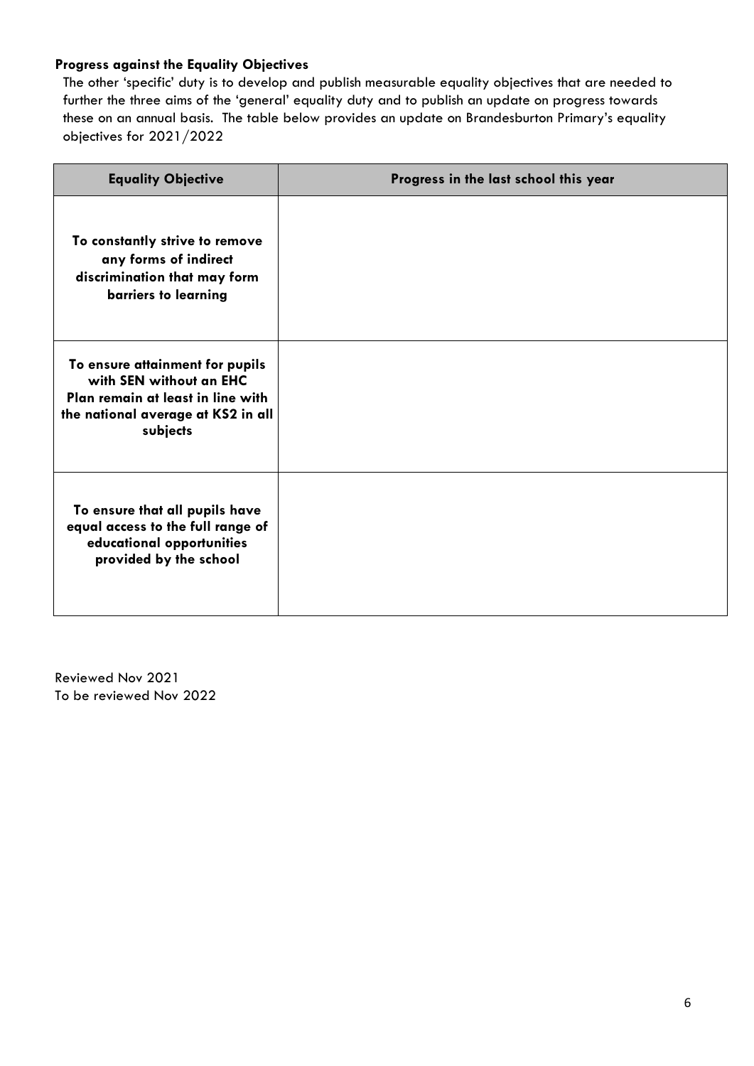**Progress against the Equality Objectives**

The other 'specific' duty is to develop and publish measurable equality objectives that are needed to further the three aims of the 'general' equality duty and to publish an update on progress towards these on an annual basis. The table below provides an update on Brandesburton Primary's equality objectives for 2021/2022

| Equality Objective | Progress in the last school this year |
|---|---|
| **To constantly strive to remove any forms of indirect discrimination that may form barriers to learning** | |
| **To ensure attainment for pupils with SEN without an EHC Plan remain at least in line with the national average at KS2 in all subjects** | |
| **To ensure that all pupils have equal access to the full range of educational opportunities provided by the school** | |

Reviewed Nov 2021
To be reviewed Nov 2022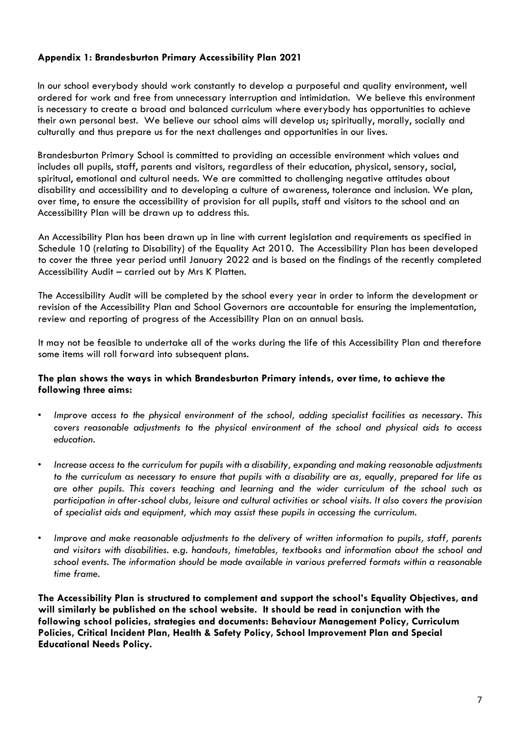**Appendix 1: Brandesburton Primary Accessibility Plan 2021**

In our school everybody should work constantly to develop a purposeful and quality environment, well ordered for work and free from unnecessary interruption and intimidation. We believe this environment is necessary to create a broad and balanced curriculum where everybody has opportunities to achieve their own personal best. We believe our school aims will develop us; spiritually, morally, socially and culturally and thus prepare us for the next challenges and opportunities in our lives.

Brandesburton Primary School is committed to providing an accessible environment which values and includes all pupils, staff, parents and visitors, regardless of their education, physical, sensory, social, spiritual, emotional and cultural needs. We are committed to challenging negative attitudes about disability and accessibility and to developing a culture of awareness, tolerance and inclusion. We plan, over time, to ensure the accessibility of provision for all pupils, staff and visitors to the school and an Accessibility Plan will be drawn up to address this.

An Accessibility Plan has been drawn up in line with current legislation and requirements as specified in Schedule 10 (relating to Disability) of the Equality Act 2010. The Accessibility Plan has been developed to cover the three year period until January 2022 and is based on the findings of the recently completed Accessibility Audit – carried out by Mrs K Platten.

The Accessibility Audit will be completed by the school every year in order to inform the development or revision of the Accessibility Plan and School Governors are accountable for ensuring the implementation, review and reporting of progress of the Accessibility Plan on an annual basis.

It may not be feasible to undertake all of the works during the life of this Accessibility Plan and therefore some items will roll forward into subsequent plans.

**The plan shows the ways in which Brandesburton Primary intends, over time, to achieve the following three aims:**

- *Improve access to the physical environment of the school, adding specialist facilities as necessary. This covers reasonable adjustments to the physical environment of the school and physical aids to access education.*

- *Increase access to the curriculum for pupils with a disability, expanding and making reasonable adjustments to the curriculum as necessary to ensure that pupils with a disability are as, equally, prepared for life as are other pupils. This covers teaching and learning and the wider curriculum of the school such as participation in after-school clubs, leisure and cultural activities or school visits. It also covers the provision of specialist aids and equipment, which may assist these pupils in accessing the curriculum.*

- *Improve and make reasonable adjustments to the delivery of written information to pupils, staff, parents and visitors with disabilities. e.g. handouts, timetables, textbooks and information about the school and school events. The information should be made available in various preferred formats within a reasonable time frame.*

**The Accessibility Plan is structured to complement and support the school's Equality Objectives, and will similarly be published on the school website. It should be read in conjunction with the following school policies, strategies and documents: Behaviour Management Policy, Curriculum Policies, Critical Incident Plan, Health & Safety Policy, School Improvement Plan and Special Educational Needs Policy.**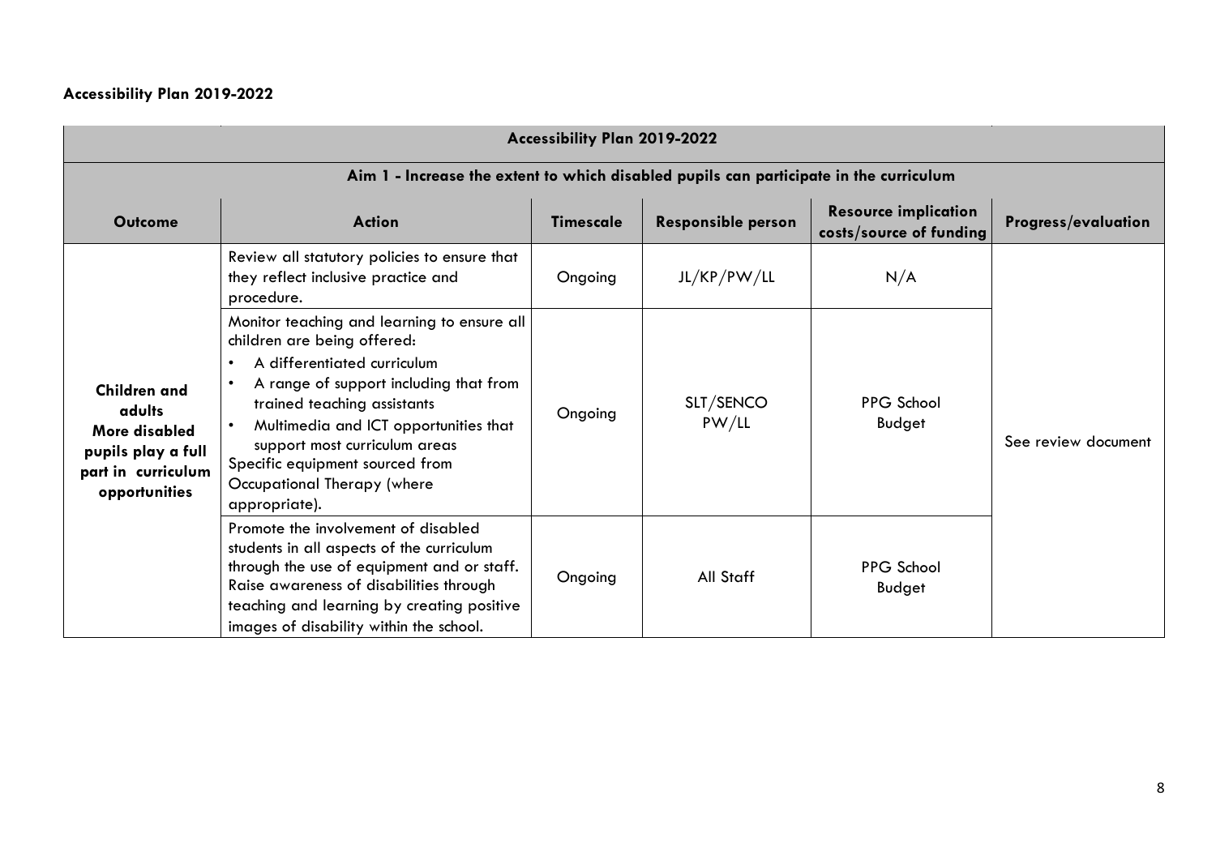**Accessibility Plan 2019-2022**

| Accessibility Plan 2019-2022 | | | | | |
|---|---|---|---|---|---|
| Aim 1 - Increase the extent to which disabled pupils can participate in the curriculum | | | | | |
| **Outcome** | **Action** | **Timescale** | **Responsible person** | **Resource implication costs/source of funding** | **Progress/evaluation** |
| **Children and adults More disabled pupils play a full part in curriculum opportunities** | Review all statutory policies to ensure that they reflect inclusive practice and procedure. | Ongoing | JL/KP/PW/LL | N/A | See review document |
| | Monitor teaching and learning to ensure all children are being offered: <br>• A differentiated curriculum <br>• A range of support including that from trained teaching assistants <br>• Multimedia and ICT opportunities that support most curriculum areas <br>Specific equipment sourced from Occupational Therapy (where appropriate). | Ongoing | SLT/SENCO PW/LL | PPG School Budget | |
| | Promote the involvement of disabled students in all aspects of the curriculum through the use of equipment and or staff. Raise awareness of disabilities through teaching and learning by creating positive images of disability within the school. | Ongoing | All Staff | PPG School Budget | |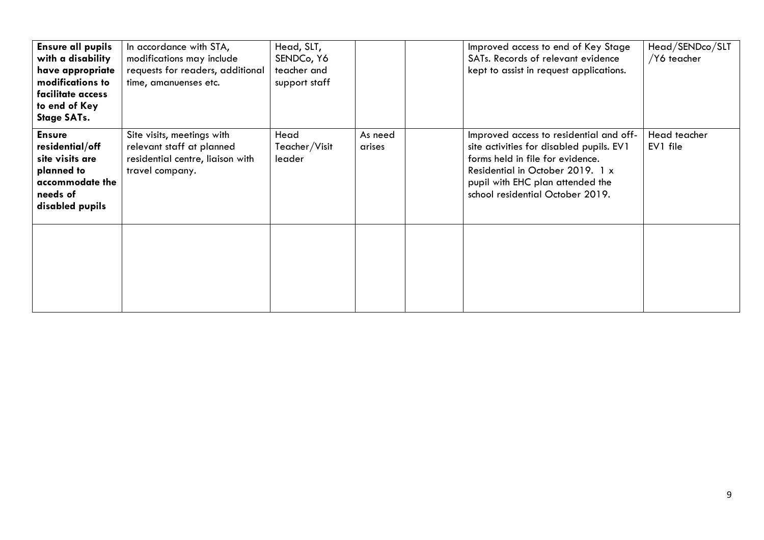| | | | | | | |
|---|---|---|---|---|---|---|
| **Ensure all pupils with a disability have appropriate modifications to facilitate access to end of Key Stage SATs.** | In accordance with STA, modifications may include requests for readers, additional time, amanuenses etc. | Head, SLT, SENDCo, Y6 teacher and support staff | | | Improved access to end of Key Stage SATs. Records of relevant evidence kept to assist in request applications. | Head/SENDco/SLT /Y6 teacher |
| **Ensure residential/off site visits are planned to accommodate the needs of disabled pupils** | Site visits, meetings with relevant staff at planned residential centre, liaison with travel company. | Head Teacher/Visit leader | As need arises | | Improved access to residential and off-site activities for disabled pupils. EV1 forms held in file for evidence. Residential in October 2019. 1 x pupil with EHC plan attended the school residential October 2019. | Head teacher EV1 file |
| | | | | | | |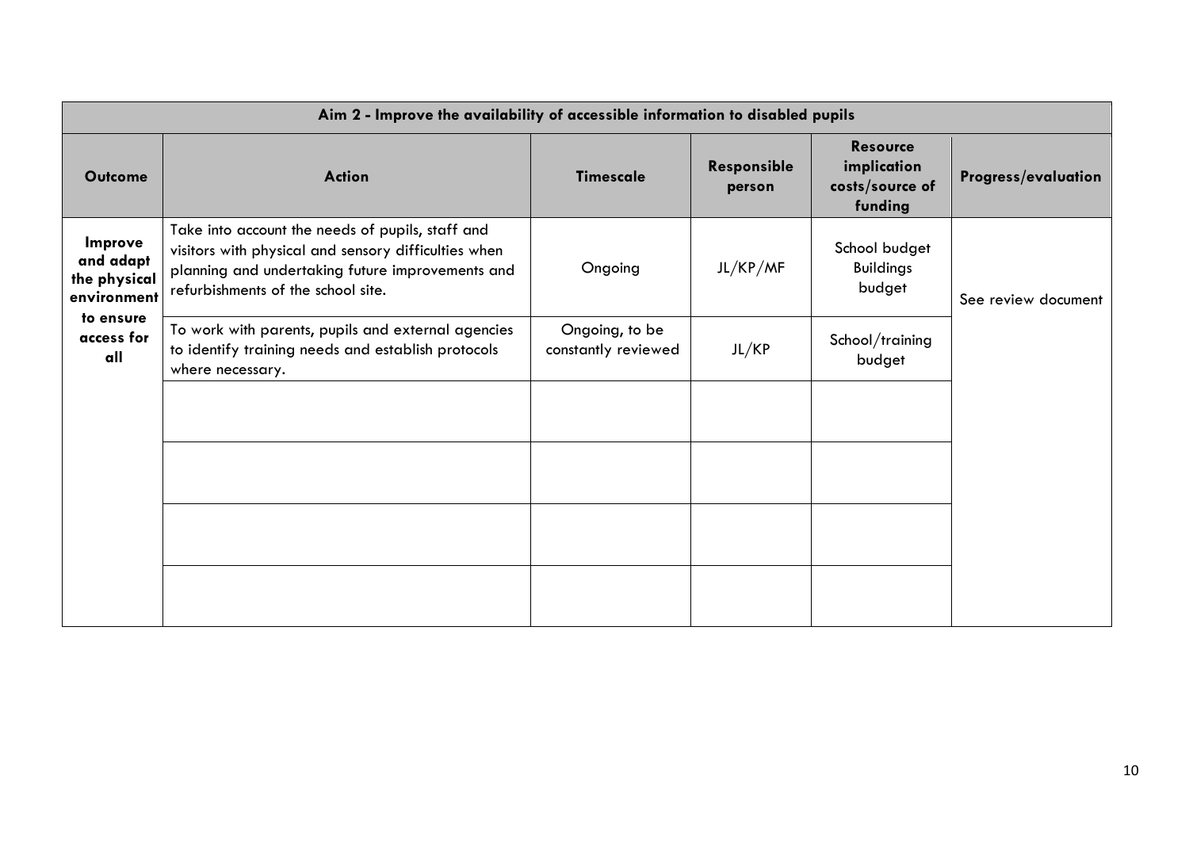| Aim 2 - Improve the availability of accessible information to disabled pupils | | | | | |
|---|---|---|---|---|---|
| **Outcome** | **Action** | **Timescale** | **Responsible person** | **Resource implication costs/source of funding** | **Progress/evaluation** |
| **Improve and adapt the physical environment to ensure access for all** | Take into account the needs of pupils, staff and visitors with physical and sensory difficulties when planning and undertaking future improvements and refurbishments of the school site. | Ongoing | JL/KP/MF | School budget Buildings budget | See review document |
| | To work with parents, pupils and external agencies to identify training needs and establish protocols where necessary. | Ongoing, to be constantly reviewed | JL/KP | School/training budget | |
| | | | | | |
| | | | | | |
| | | | | | |
| | | | | | |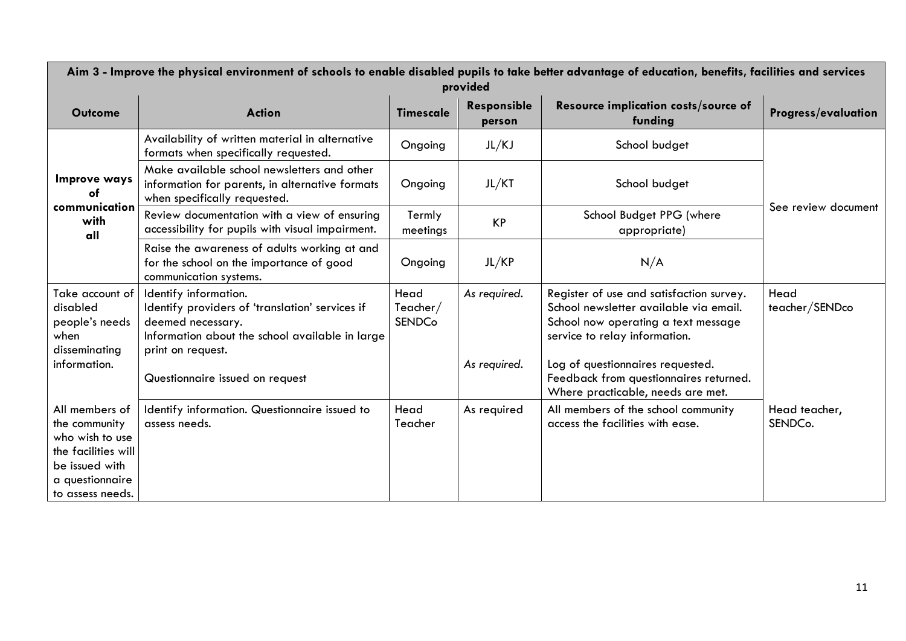| Aim 3 - Improve the physical environment of schools to enable disabled pupils to take better advantage of education, benefits, facilities and services provided | | | | | |
|---|---|---|---|---|---|
| **Outcome** | **Action** | **Timescale** | **Responsible person** | **Resource implication costs/source of funding** | **Progress/evaluation** |
| **Improve ways of communication with all** | Availability of written material in alternative formats when specifically requested. | Ongoing | JL/KJ | School budget | See review document |
| | Make available school newsletters and other information for parents, in alternative formats when specifically requested. | Ongoing | JL/KT | School budget | |
| | Review documentation with a view of ensuring accessibility for pupils with visual impairment. | Termly meetings | KP | School Budget PPG (where appropriate) | |
| | Raise the awareness of adults working at and for the school on the importance of good communication systems. | Ongoing | JL/KP | N/A | |
| Take account of disabled people's needs when disseminating information. | Identify information.<br>Identify providers of 'translation' services if deemed necessary.<br>Information about the school available in large print on request.<br><br>Questionnaire issued on request | Head Teacher/ SENDCo | *As required.*<br><br><br><br>*As required.* | Register of use and satisfaction survey.<br>School newsletter available via email.<br>School now operating a text message service to relay information.<br><br>Log of questionnaires requested.<br>Feedback from questionnaires returned.<br>Where practicable, needs are met. | Head teacher/SENDco |
| All members of the community who wish to use the facilities will be issued with a questionnaire to assess needs. | Identify information. Questionnaire issued to assess needs. | Head Teacher | As required | All members of the school community access the facilities with ease. | Head teacher, SENDCo. |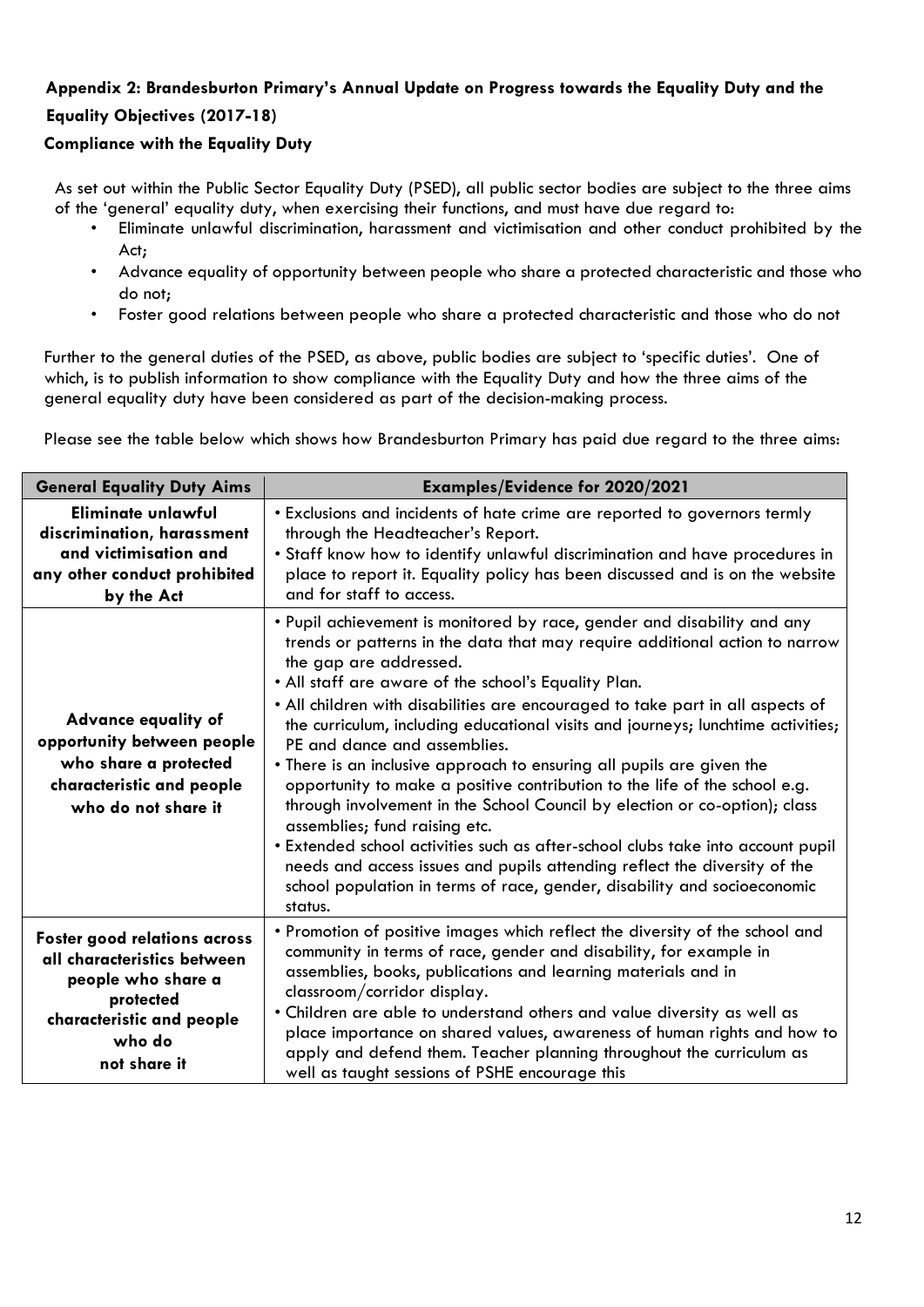**Appendix 2: Brandesburton Primary's Annual Update on Progress towards the Equality Duty and the Equality Objectives (2017-18)**

**Compliance with the Equality Duty**

As set out within the Public Sector Equality Duty (PSED), all public sector bodies are subject to the three aims of the 'general' equality duty, when exercising their functions, and must have due regard to:

- Eliminate unlawful discrimination, harassment and victimisation and other conduct prohibited by the Act;
- Advance equality of opportunity between people who share a protected characteristic and those who do not;
- Foster good relations between people who share a protected characteristic and those who do not

Further to the general duties of the PSED, as above, public bodies are subject to 'specific duties'. One of which, is to publish information to show compliance with the Equality Duty and how the three aims of the general equality duty have been considered as part of the decision-making process.

Please see the table below which shows how Brandesburton Primary has paid due regard to the three aims:

| General Equality Duty Aims | Examples/Evidence for 2020/2021 |
|---|---|
| **Eliminate unlawful discrimination, harassment and victimisation and any other conduct prohibited by the Act** | • Exclusions and incidents of hate crime are reported to governors termly through the Headteacher's Report.<br>• Staff know how to identify unlawful discrimination and have procedures in place to report it. Equality policy has been discussed and is on the website and for staff to access. |
| **Advance equality of opportunity between people who share a protected characteristic and people who do not share it** | • Pupil achievement is monitored by race, gender and disability and any trends or patterns in the data that may require additional action to narrow the gap are addressed.<br>• All staff are aware of the school's Equality Plan.<br>• All children with disabilities are encouraged to take part in all aspects of the curriculum, including educational visits and journeys; lunchtime activities; PE and dance and assemblies.<br>• There is an inclusive approach to ensuring all pupils are given the opportunity to make a positive contribution to the life of the school e.g. through involvement in the School Council by election or co-option); class assemblies; fund raising etc.<br>• Extended school activities such as after-school clubs take into account pupil needs and access issues and pupils attending reflect the diversity of the school population in terms of race, gender, disability and socioeconomic status. |
| **Foster good relations across all characteristics between people who share a protected characteristic and people who do not share it** | • Promotion of positive images which reflect the diversity of the school and community in terms of race, gender and disability, for example in assemblies, books, publications and learning materials and in classroom/corridor display.<br>• Children are able to understand others and value diversity as well as place importance on shared values, awareness of human rights and how to apply and defend them. Teacher planning throughout the curriculum as well as taught sessions of PSHE encourage this |